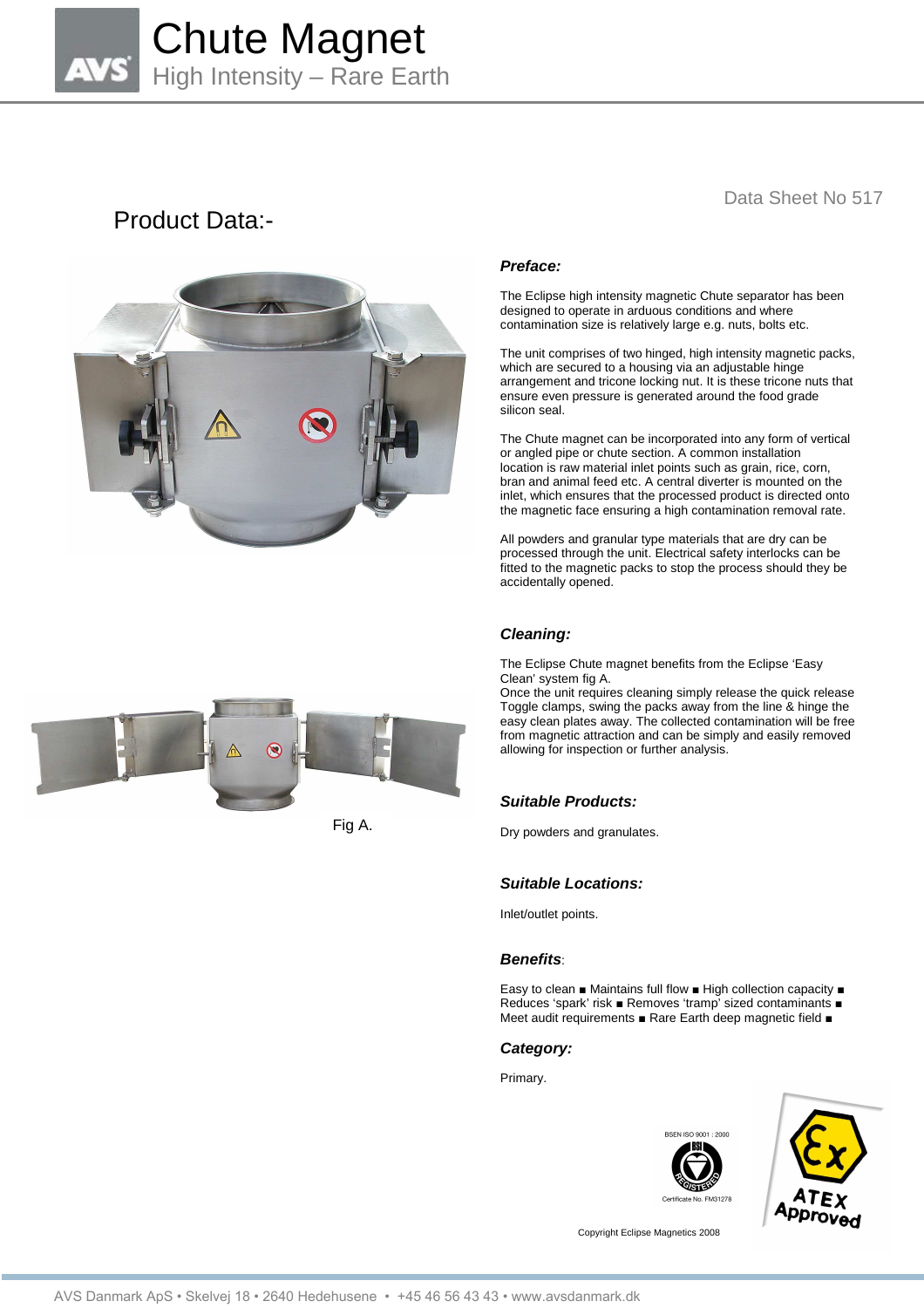# Chute Magnet

## High Intensity – Rare Earth

Data Sheet No 517

## Product Data:-

### *Preface:*

The Eclipse high intensity magnetic Chute separator has been designed to operate in arduous conditions and where contamination size is relatively large e.g. nuts, bolts etc.

The unit comprises of two hinged, high intensity magnetic packs, which are secured to a housing via an adjustable hinge arrangement and tricone locking nut. It is these tricone nuts that ensure even pressure is generated around the food grade silicon seal.

The Chute magnet can be incorporated into any form of vertical or angled pipe or chute section. A common installation location is raw material inlet points such as grain, rice, corn, bran and animal feed etc. A central diverter is mounted on the inlet, which ensures that the processed product is directed onto the magnetic face ensuring a high contamination removal rate.

All powders and granular type materials that are dry can be processed through the unit. Electrical safety interlocks can be fitted to the magnetic packs to stop the process should they be accidentally opened.

### *Cleaning:*

The Eclipse Chute magnet benefits from the Eclipse 'Easy Clean' system fig A.
Once the unit requires cleaning simply release the quick release Toggle clamps, swing the packs away from the line & hinge the easy clean plates away. The collected contamination will be free from magnetic attraction and can be simply and easily removed allowing for inspection or further analysis.

Fig A.

### *Suitable Products:*

Dry powders and granulates.

### *Suitable Locations:*

Inlet/outlet points.

### *Benefits*:

Easy to clean ■ Maintains full flow ■ High collection capacity ■ Reduces 'spark' risk ■ Removes 'tramp' sized contaminants ■ Meet audit requirements ■ Rare Earth deep magnetic field ■

### *Category:*

Primary.

BSEN ISO 9001 : 2000

Certificate No. FM31278

ATEX Approved

Copyright Eclipse Magnetics 2008

AVS Danmark ApS • Skelvej 18 • 2640 Hedehusene • +45 46 56 43 43 • www.avsdanmark.dk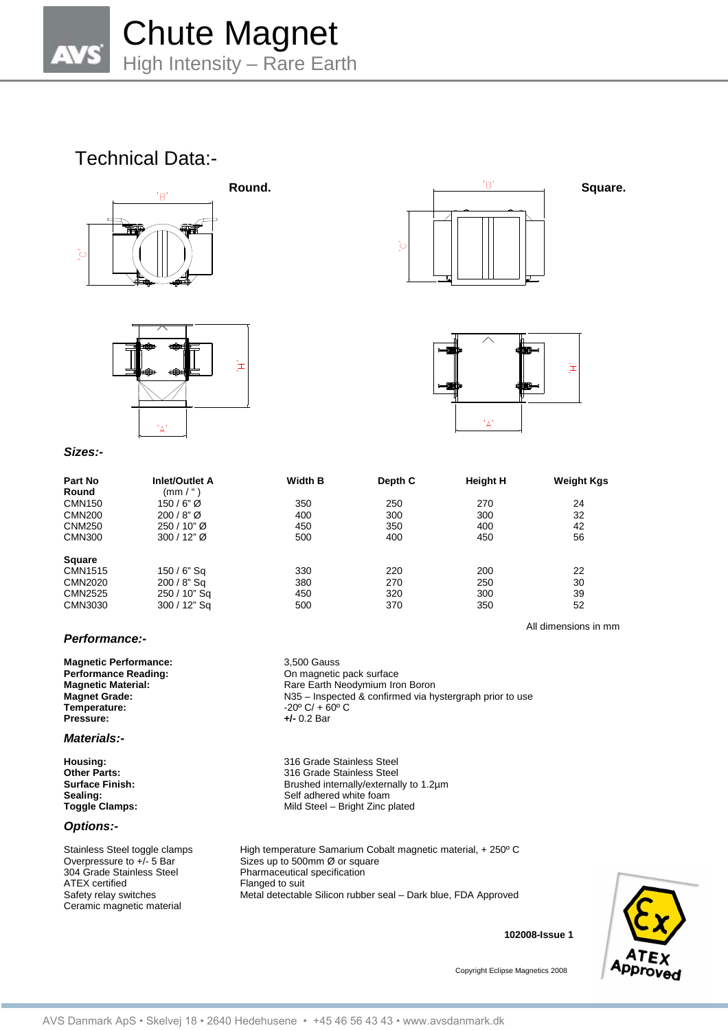# Chute Magnet

## High Intensity – Rare Earth

## Technical Data:-

Round.

'B'

'C'

'H'

'A'

Square.

'B'

'C'

'H'

'A'

### *Sizes:-*

| Part No | Inlet/Outlet A (mm / " ) | Width B | Depth C | Height H | Weight Kgs |
|---|---|---|---|---|---|
| **Round** | | | | | |
| CMN150 | 150 / 6" Ø | 350 | 250 | 270 | 24 |
| CMN200 | 200 / 8" Ø | 400 | 300 | 300 | 32 |
| CNM250 | 250 / 10" Ø | 450 | 350 | 400 | 42 |
| CMN300 | 300 / 12" Ø | 500 | 400 | 450 | 56 |
| **Square** | | | | | |
| CMN1515 | 150 / 6" Sq | 330 | 220 | 200 | 22 |
| CMN2020 | 200 / 8" Sq | 380 | 270 | 250 | 30 |
| CMN2525 | 250 / 10" Sq | 450 | 320 | 300 | 39 |
| CMN3030 | 300 / 12" Sq | 500 | 370 | 350 | 52 |

All dimensions in mm

### *Performance:-*

**Magnetic Performance:** 3,500 Gauss
**Performance Reading:** On magnetic pack surface
**Magnetic Material:** Rare Earth Neodymium Iron Boron
**Magnet Grade:** N35 – Inspected & confirmed via hystergraph prior to use
**Temperature:** -20º C/ + 60º C
**Pressure:** **+/-** 0.2 Bar

### *Materials:-*

**Housing:** 316 Grade Stainless Steel
**Other Parts:** 316 Grade Stainless Steel
**Surface Finish:** Brushed internally/externally to 1.2µm
**Sealing:** Self adhered white foam
**Toggle Clamps:** Mild Steel – Bright Zinc plated

### *Options:-*

Stainless Steel toggle clamps
Overpressure to +/- 5 Bar
304 Grade Stainless Steel
ATEX certified
Safety relay switches
Ceramic magnetic material

High temperature Samarium Cobalt magnetic material, + 250º C
Sizes up to 500mm Ø or square
Pharmaceutical specification
Flanged to suit
Metal detectable Silicon rubber seal – Dark blue, FDA Approved

**102008-Issue 1**

Copyright Eclipse Magnetics 2008

Ex ATEX Approved

AVS Danmark ApS • Skelvej 18 • 2640 Hedehusene • +45 46 56 43 43 • www.avsdanmark.dk